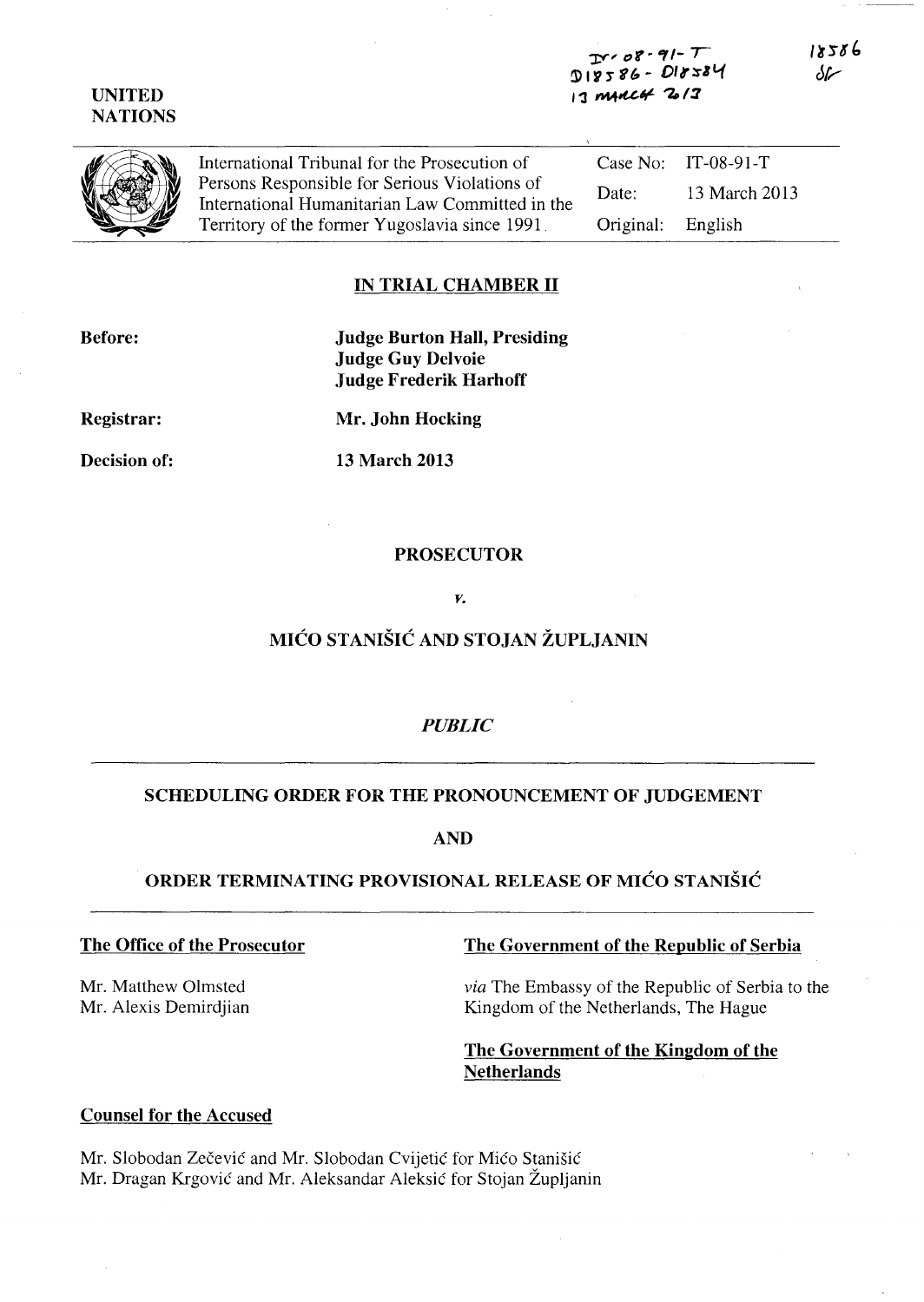IT-08-91-T
D18586 - D18584
13 MARCH 2013

18586
SF

UNITED NATIONS

International Tribunal for the Prosecution of Persons Responsible for Serious Violations of International Humanitarian Law Committed in the Territory of the former Yugoslavia since 1991

| | |
|---|---|
| Case No: | IT-08-91-T |
| Date: | 13 March 2013 |
| Original: | English |

## IN TRIAL CHAMBER II

**Before:** **Judge Burton Hall, Presiding**
**Judge Guy Delvoie**
**Judge Frederik Harhoff**

**Registrar:** **Mr. John Hocking**

**Decision of:** **13 March 2013**

**PROSECUTOR**

*v.*

**MIĆO STANIŠIĆ AND STOJAN ŽUPLJANIN**

*PUBLIC*

## SCHEDULING ORDER FOR THE PRONOUNCEMENT OF JUDGEMENT

## AND

## ORDER TERMINATING PROVISIONAL RELEASE OF MIĆO STANIŠIĆ

**The Office of the Prosecutor**

Mr. Matthew Olmsted
Mr. Alexis Demirdjian

**The Government of the Republic of Serbia**

*via* The Embassy of the Republic of Serbia to the Kingdom of the Netherlands, The Hague

**The Government of the Kingdom of the Netherlands**

**Counsel for the Accused**

Mr. Slobodan Zečević and Mr. Slobodan Cvijetić for Mićo Stanišić
Mr. Dragan Krgović and Mr. Aleksandar Aleksić for Stojan Župljanin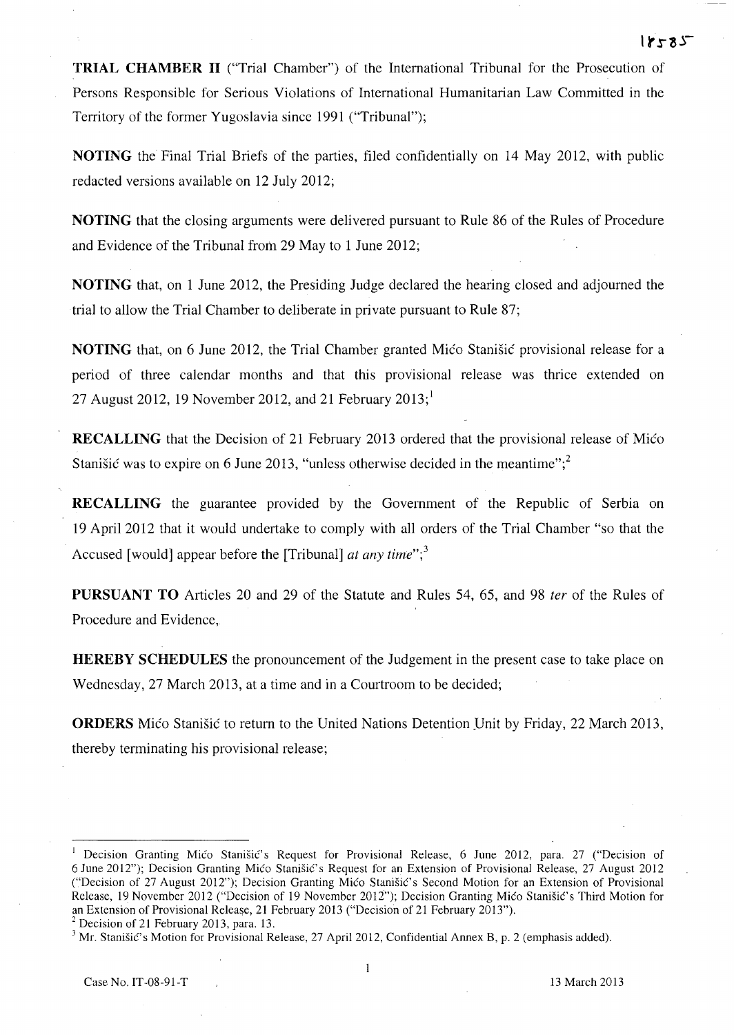**TRIAL CHAMBER II** ("Trial Chamber") of the International Tribunal for the Prosecution of Persons Responsible for Serious Violations of International Humanitarian Law Committed in the Territory of the former Yugoslavia since 1991 ("Tribunal");

**NOTING** the Final Trial Briefs of the parties, filed confidentially on 14 May 2012, with public redacted versions available on 12 July 2012;

**NOTING** that the closing arguments were delivered pursuant to Rule 86 of the Rules of Procedure and Evidence of the Tribunal from 29 May to 1 June 2012;

**NOTING** that, on 1 June 2012, the Presiding Judge declared the hearing closed and adjourned the trial to allow the Trial Chamber to deliberate in private pursuant to Rule 87;

**NOTING** that, on 6 June 2012, the Trial Chamber granted Mićo Stanišić provisional release for a period of three calendar months and that this provisional release was thrice extended on 27 August 2012, 19 November 2012, and 21 February 2013;[1]

**RECALLING** that the Decision of 21 February 2013 ordered that the provisional release of Mićo Stanišić was to expire on 6 June 2013, "unless otherwise decided in the meantime";[2]

**RECALLING** the guarantee provided by the Government of the Republic of Serbia on 19 April 2012 that it would undertake to comply with all orders of the Trial Chamber "so that the Accused [would] appear before the [Tribunal] *at any time*";[3]

**PURSUANT TO** Articles 20 and 29 of the Statute and Rules 54, 65, and 98 *ter* of the Rules of Procedure and Evidence,

**HEREBY SCHEDULES** the pronouncement of the Judgement in the present case to take place on Wednesday, 27 March 2013, at a time and in a Courtroom to be decided;

**ORDERS** Mićo Stanišić to return to the United Nations Detention Unit by Friday, 22 March 2013, thereby terminating his provisional release;

---

[1] Decision Granting Mićo Stanišić's Request for Provisional Release, 6 June 2012, para. 27 ("Decision of 6 June 2012"); Decision Granting Mićo Stanišić's Request for an Extension of Provisional Release, 27 August 2012 ("Decision of 27 August 2012"); Decision Granting Mićo Stanišić's Second Motion for an Extension of Provisional Release, 19 November 2012 ("Decision of 19 November 2012"); Decision Granting Mićo Stanišić's Third Motion for an Extension of Provisional Release, 21 February 2013 ("Decision of 21 February 2013").

[2] Decision of 21 February 2013, para. 13.

[3] Mr. Stanišić's Motion for Provisional Release, 27 April 2012, Confidential Annex B, p. 2 (emphasis added).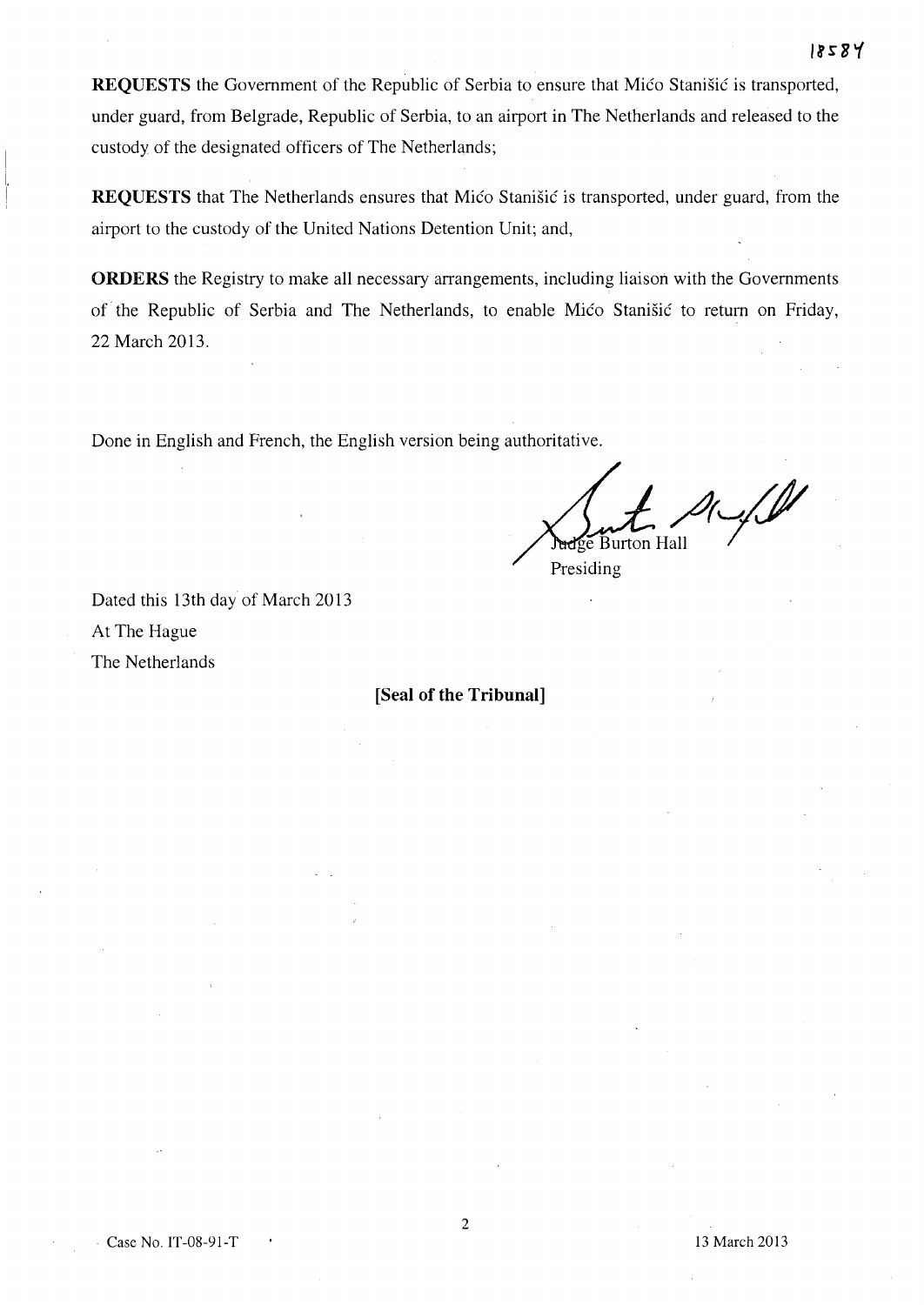**REQUESTS** the Government of the Republic of Serbia to ensure that Mićo Stanišić is transported, under guard, from Belgrade, Republic of Serbia, to an airport in The Netherlands and released to the custody of the designated officers of The Netherlands;

**REQUESTS** that The Netherlands ensures that Mićo Stanišić is transported, under guard, from the airport to the custody of the United Nations Detention Unit; and,

**ORDERS** the Registry to make all necessary arrangements, including liaison with the Governments of the Republic of Serbia and The Netherlands, to enable Mićo Stanišić to return on Friday, 22 March 2013.

Done in English and French, the English version being authoritative.

Judge Burton Hall
Presiding

Dated this 13th day of March 2013
At The Hague
The Netherlands

**[Seal of the Tribunal]**